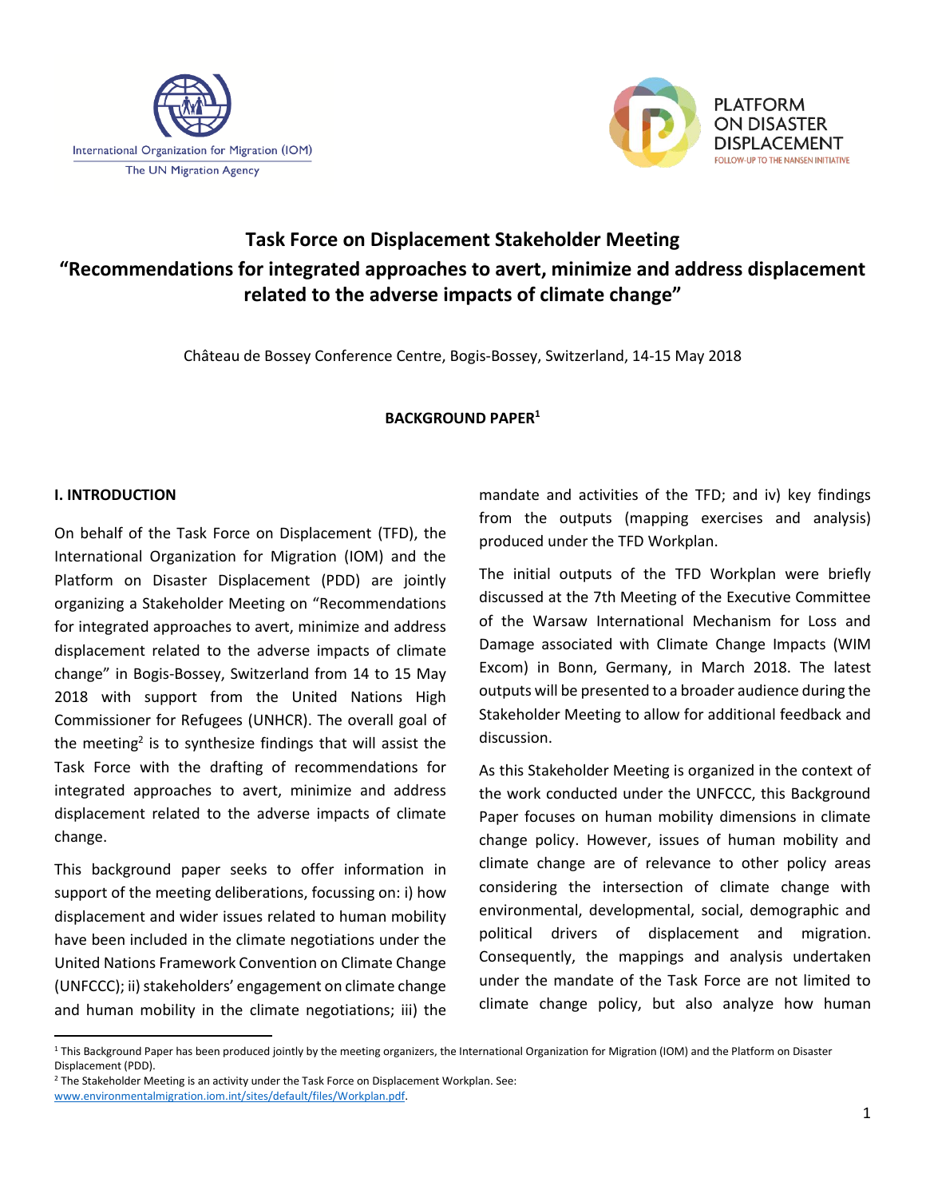# Task Force on Displacement Stakeholder Meeting
# "Recommendations for integrated approaches to avert, minimize and address displacement related to the adverse impacts of climate change"

Château de Bossey Conference Centre, Bogis-Bossey, Switzerland, 14-15 May 2018

**BACKGROUND PAPER[1]**

## I. INTRODUCTION

On behalf of the Task Force on Displacement (TFD), the International Organization for Migration (IOM) and the Platform on Disaster Displacement (PDD) are jointly organizing a Stakeholder Meeting on "Recommendations for integrated approaches to avert, minimize and address displacement related to the adverse impacts of climate change" in Bogis-Bossey, Switzerland from 14 to 15 May 2018 with support from the United Nations High Commissioner for Refugees (UNHCR). The overall goal of the meeting[2] is to synthesize findings that will assist the Task Force with the drafting of recommendations for integrated approaches to avert, minimize and address displacement related to the adverse impacts of climate change.

This background paper seeks to offer information in support of the meeting deliberations, focussing on: i) how displacement and wider issues related to human mobility have been included in the climate negotiations under the United Nations Framework Convention on Climate Change (UNFCCC); ii) stakeholders' engagement on climate change and human mobility in the climate negotiations; iii) the mandate and activities of the TFD; and iv) key findings from the outputs (mapping exercises and analysis) produced under the TFD Workplan.

The initial outputs of the TFD Workplan were briefly discussed at the 7th Meeting of the Executive Committee of the Warsaw International Mechanism for Loss and Damage associated with Climate Change Impacts (WIM Excom) in Bonn, Germany, in March 2018. The latest outputs will be presented to a broader audience during the Stakeholder Meeting to allow for additional feedback and discussion.

As this Stakeholder Meeting is organized in the context of the work conducted under the UNFCCC, this Background Paper focuses on human mobility dimensions in climate change policy. However, issues of human mobility and climate change are of relevance to other policy areas considering the intersection of climate change with environmental, developmental, social, demographic and political drivers of displacement and migration. Consequently, the mappings and analysis undertaken under the mandate of the Task Force are not limited to climate change policy, but also analyze how human

---

[1] This Background Paper has been produced jointly by the meeting organizers, the International Organization for Migration (IOM) and the Platform on Disaster Displacement (PDD).

[2] The Stakeholder Meeting is an activity under the Task Force on Displacement Workplan. See: www.environmentalmigration.iom.int/sites/default/files/Workplan.pdf.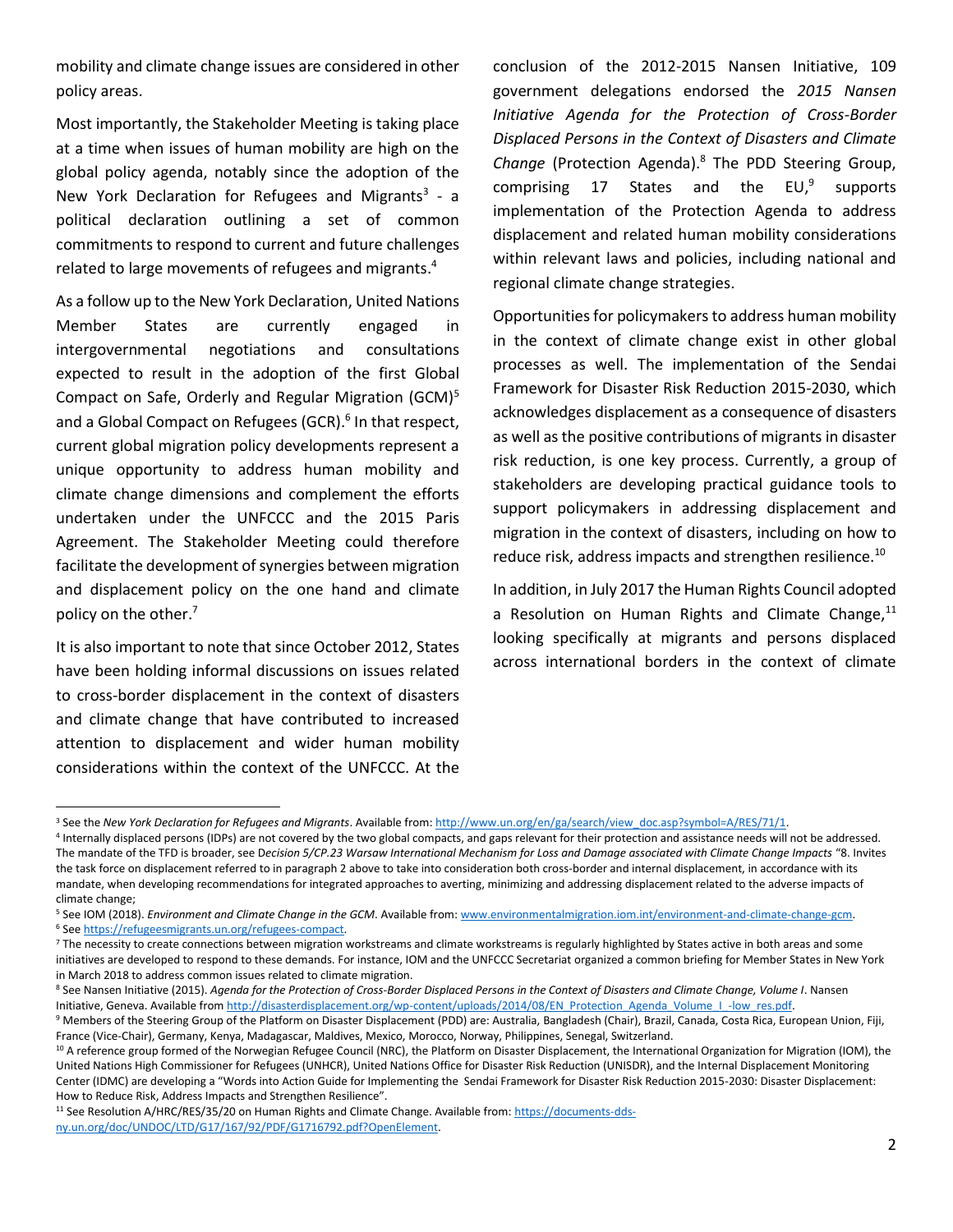mobility and climate change issues are considered in other policy areas.

Most importantly, the Stakeholder Meeting is taking place at a time when issues of human mobility are high on the global policy agenda, notably since the adoption of the New York Declaration for Refugees and Migrants[3] - a political declaration outlining a set of common commitments to respond to current and future challenges related to large movements of refugees and migrants.[4]

As a follow up to the New York Declaration, United Nations Member States are currently engaged in intergovernmental negotiations and consultations expected to result in the adoption of the first Global Compact on Safe, Orderly and Regular Migration (GCM)[5] and a Global Compact on Refugees (GCR).[6] In that respect, current global migration policy developments represent a unique opportunity to address human mobility and climate change dimensions and complement the efforts undertaken under the UNFCCC and the 2015 Paris Agreement. The Stakeholder Meeting could therefore facilitate the development of synergies between migration and displacement policy on the one hand and climate policy on the other.[7]

It is also important to note that since October 2012, States have been holding informal discussions on issues related to cross-border displacement in the context of disasters and climate change that have contributed to increased attention to displacement and wider human mobility considerations within the context of the UNFCCC. At the conclusion of the 2012-2015 Nansen Initiative, 109 government delegations endorsed the *2015 Nansen Initiative Agenda for the Protection of Cross-Border Displaced Persons in the Context of Disasters and Climate Change* (Protection Agenda).[8] The PDD Steering Group, comprising 17 States and the EU,[9] supports implementation of the Protection Agenda to address displacement and related human mobility considerations within relevant laws and policies, including national and regional climate change strategies.

Opportunities for policymakers to address human mobility in the context of climate change exist in other global processes as well. The implementation of the Sendai Framework for Disaster Risk Reduction 2015-2030, which acknowledges displacement as a consequence of disasters as well as the positive contributions of migrants in disaster risk reduction, is one key process. Currently, a group of stakeholders are developing practical guidance tools to support policymakers in addressing displacement and migration in the context of disasters, including on how to reduce risk, address impacts and strengthen resilience.[10]

In addition, in July 2017 the Human Rights Council adopted a Resolution on Human Rights and Climate Change,[11] looking specifically at migrants and persons displaced across international borders in the context of climate

---

[3] See the *New York Declaration for Refugees and Migrants*. Available from: http://www.un.org/en/ga/search/view_doc.asp?symbol=A/RES/71/1.

[4] Internally displaced persons (IDPs) are not covered by the two global compacts, and gaps relevant for their protection and assistance needs will not be addressed. The mandate of the TFD is broader, see D*ecision 5/CP.23 Warsaw International Mechanism for Loss and Damage associated with Climate Change Impacts* "8. Invites the task force on displacement referred to in paragraph 2 above to take into consideration both cross-border and internal displacement, in accordance with its mandate, when developing recommendations for integrated approaches to averting, minimizing and addressing displacement related to the adverse impacts of climate change;

[5] See IOM (2018). *Environment and Climate Change in the GCM*. Available from: www.environmentalmigration.iom.int/environment-and-climate-change-gcm.

[6] See https://refugeesmigrants.un.org/refugees-compact.

[7] The necessity to create connections between migration workstreams and climate workstreams is regularly highlighted by States active in both areas and some initiatives are developed to respond to these demands. For instance, IOM and the UNFCCC Secretariat organized a common briefing for Member States in New York in March 2018 to address common issues related to climate migration.

[8] See Nansen Initiative (2015). *Agenda for the Protection of Cross-Border Displaced Persons in the Context of Disasters and Climate Change, Volume I*. Nansen Initiative, Geneva. Available from http://disasterdisplacement.org/wp-content/uploads/2014/08/EN_Protection_Agenda_Volume_I_-low_res.pdf.

[9] Members of the Steering Group of the Platform on Disaster Displacement (PDD) are: Australia, Bangladesh (Chair), Brazil, Canada, Costa Rica, European Union, Fiji, France (Vice-Chair), Germany, Kenya, Madagascar, Maldives, Mexico, Morocco, Norway, Philippines, Senegal, Switzerland.

[10] A reference group formed of the Norwegian Refugee Council (NRC), the Platform on Disaster Displacement, the International Organization for Migration (IOM), the United Nations High Commissioner for Refugees (UNHCR), United Nations Office for Disaster Risk Reduction (UNISDR), and the Internal Displacement Monitoring Center (IDMC) are developing a "Words into Action Guide for Implementing the Sendai Framework for Disaster Risk Reduction 2015-2030: Disaster Displacement: How to Reduce Risk, Address Impacts and Strengthen Resilience".

[11] See Resolution A/HRC/RES/35/20 on Human Rights and Climate Change. Available from: https://documents-dds-ny.un.org/doc/UNDOC/LTD/G17/167/92/PDF/G1716792.pdf?OpenElement.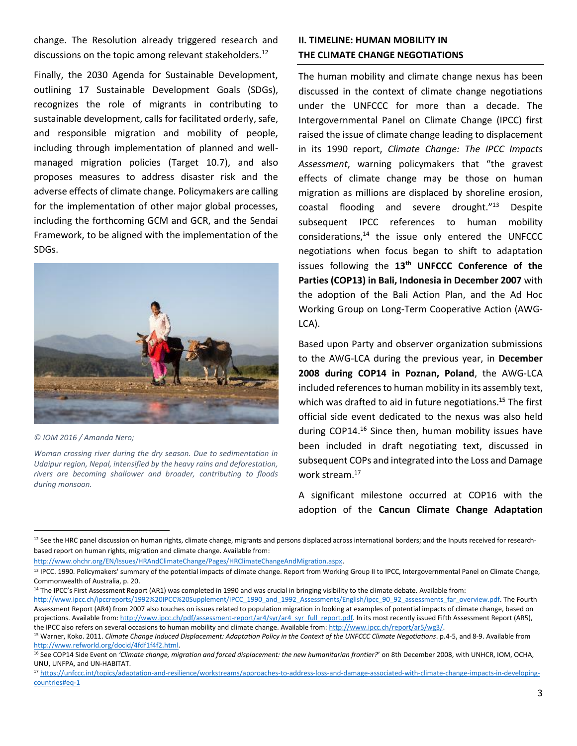change. The Resolution already triggered research and discussions on the topic among relevant stakeholders.[12]

Finally, the 2030 Agenda for Sustainable Development, outlining 17 Sustainable Development Goals (SDGs), recognizes the role of migrants in contributing to sustainable development, calls for facilitated orderly, safe, and responsible migration and mobility of people, including through implementation of planned and well-managed migration policies (Target 10.7), and also proposes measures to address disaster risk and the adverse effects of climate change. Policymakers are calling for the implementation of other major global processes, including the forthcoming GCM and GCR, and the Sendai Framework, to be aligned with the implementation of the SDGs.

*© IOM 2016 / Amanda Nero;*

*Woman crossing river during the dry season. Due to sedimentation in Udaipur region, Nepal, intensified by the heavy rains and deforestation, rivers are becoming shallower and broader, contributing to floods during monsoon.*

## II. TIMELINE: HUMAN MOBILITY IN THE CLIMATE CHANGE NEGOTIATIONS

The human mobility and climate change nexus has been discussed in the context of climate change negotiations under the UNFCCC for more than a decade. The Intergovernmental Panel on Climate Change (IPCC) first raised the issue of climate change leading to displacement in its 1990 report, *Climate Change: The IPCC Impacts Assessment*, warning policymakers that "the gravest effects of climate change may be those on human migration as millions are displaced by shoreline erosion, coastal flooding and severe drought."[13] Despite subsequent IPCC references to human mobility considerations,[14] the issue only entered the UNFCCC negotiations when focus began to shift to adaptation issues following the **13th UNFCCC Conference of the Parties (COP13) in Bali, Indonesia in December 2007** with the adoption of the Bali Action Plan, and the Ad Hoc Working Group on Long-Term Cooperative Action (AWG-LCA).

Based upon Party and observer organization submissions to the AWG-LCA during the previous year, in **December 2008 during COP14 in Poznan, Poland**, the AWG-LCA included references to human mobility in its assembly text, which was drafted to aid in future negotiations.[15] The first official side event dedicated to the nexus was also held during COP14.[16] Since then, human mobility issues have been included in draft negotiating text, discussed in subsequent COPs and integrated into the Loss and Damage work stream.[17]

A significant milestone occurred at COP16 with the adoption of the **Cancun Climate Change Adaptation**

---

[12] See the HRC panel discussion on human rights, climate change, migrants and persons displaced across international borders; and the Inputs received for research-based report on human rights, migration and climate change. Available from: http://www.ohchr.org/EN/Issues/HRAndClimateChange/Pages/HRClimateChangeAndMigration.aspx.

[13] IPCC. 1990. Policymakers' summary of the potential impacts of climate change. Report from Working Group II to IPCC, Intergovernmental Panel on Climate Change, Commonwealth of Australia, p. 20.

[14] The IPCC's First Assessment Report (AR1) was completed in 1990 and was crucial in bringing visibility to the climate debate. Available from: http://www.ipcc.ch/ipccreports/1992%20IPCC%20Supplement/IPCC_1990_and_1992_Assessments/English/ipcc_90_92_assessments_far_overview.pdf. The Fourth Assessment Report (AR4) from 2007 also touches on issues related to population migration in looking at examples of potential impacts of climate change, based on projections. Available from: http://www.ipcc.ch/pdf/assessment-report/ar4/syr/ar4_syr_full_report.pdf. In its most recently issued Fifth Assessment Report (AR5), the IPCC also refers on several occasions to human mobility and climate change. Available from: http://www.ipcc.ch/report/ar5/wg3/.

[15] Warner, Koko. 2011. *Climate Change Induced Displacement: Adaptation Policy in the Context of the UNFCCC Climate Negotiations*. p.4-5, and 8-9. Available from http://www.refworld.org/docid/4fdf1f4f2.html.

[16] See COP14 Side Event on *'Climate change, migration and forced displacement: the new humanitarian frontier?*' on 8th December 2008, with UNHCR, IOM, OCHA, UNU, UNFPA, and UN-HABITAT.

[17] https://unfccc.int/topics/adaptation-and-resilience/workstreams/approaches-to-address-loss-and-damage-associated-with-climate-change-impacts-in-developing-countries#eq-1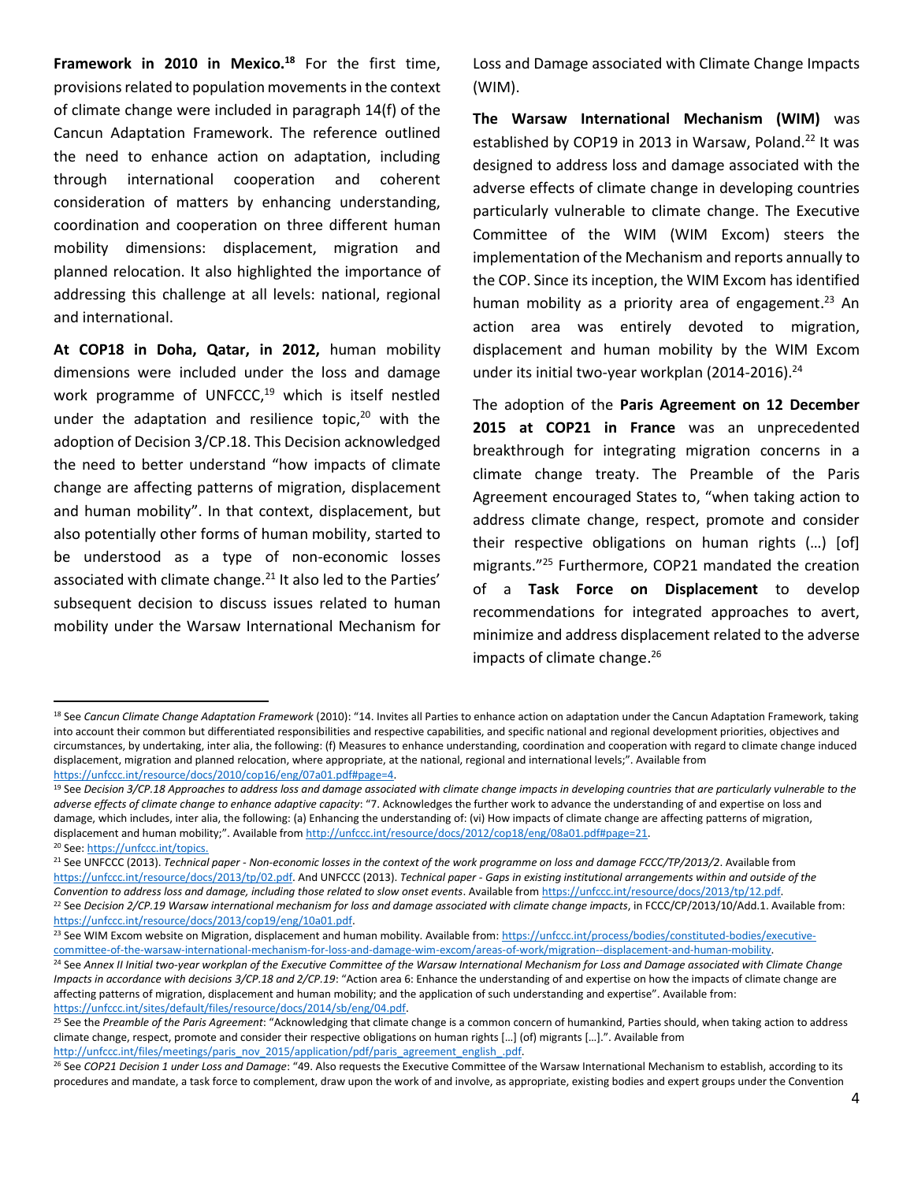**Framework in 2010 in Mexico.**[18] For the first time, provisions related to population movements in the context of climate change were included in paragraph 14(f) of the Cancun Adaptation Framework. The reference outlined the need to enhance action on adaptation, including through international cooperation and coherent consideration of matters by enhancing understanding, coordination and cooperation on three different human mobility dimensions: displacement, migration and planned relocation. It also highlighted the importance of addressing this challenge at all levels: national, regional and international.

**At COP18 in Doha, Qatar, in 2012,** human mobility dimensions were included under the loss and damage work programme of UNFCCC,[19] which is itself nestled under the adaptation and resilience topic,[20] with the adoption of Decision 3/CP.18. This Decision acknowledged the need to better understand "how impacts of climate change are affecting patterns of migration, displacement and human mobility". In that context, displacement, but also potentially other forms of human mobility, started to be understood as a type of non-economic losses associated with climate change.[21] It also led to the Parties' subsequent decision to discuss issues related to human mobility under the Warsaw International Mechanism for Loss and Damage associated with Climate Change Impacts (WIM).

**The Warsaw International Mechanism (WIM)** was established by COP19 in 2013 in Warsaw, Poland.[22] It was designed to address loss and damage associated with the adverse effects of climate change in developing countries particularly vulnerable to climate change. The Executive Committee of the WIM (WIM Excom) steers the implementation of the Mechanism and reports annually to the COP. Since its inception, the WIM Excom has identified human mobility as a priority area of engagement.[23] An action area was entirely devoted to migration, displacement and human mobility by the WIM Excom under its initial two-year workplan (2014-2016).[24]

The adoption of the **Paris Agreement on 12 December 2015 at COP21 in France** was an unprecedented breakthrough for integrating migration concerns in a climate change treaty. The Preamble of the Paris Agreement encouraged States to, "when taking action to address climate change, respect, promote and consider their respective obligations on human rights (…) [of] migrants."[25] Furthermore, COP21 mandated the creation of a **Task Force on Displacement** to develop recommendations for integrated approaches to avert, minimize and address displacement related to the adverse impacts of climate change.[26]

---

[18] See *Cancun Climate Change Adaptation Framework* (2010): "14. Invites all Parties to enhance action on adaptation under the Cancun Adaptation Framework, taking into account their common but differentiated responsibilities and respective capabilities, and specific national and regional development priorities, objectives and circumstances, by undertaking, inter alia, the following: (f) Measures to enhance understanding, coordination and cooperation with regard to climate change induced displacement, migration and planned relocation, where appropriate, at the national, regional and international levels;". Available from https://unfccc.int/resource/docs/2010/cop16/eng/07a01.pdf#page=4.

[19] See *Decision 3/CP.18 Approaches to address loss and damage associated with climate change impacts in developing countries that are particularly vulnerable to the adverse effects of climate change to enhance adaptive capacity*: "7. Acknowledges the further work to advance the understanding of and expertise on loss and damage, which includes, inter alia, the following: (a) Enhancing the understanding of: (vi) How impacts of climate change are affecting patterns of migration, displacement and human mobility;". Available from http://unfccc.int/resource/docs/2012/cop18/eng/08a01.pdf#page=21.

[20] See: https://unfccc.int/topics.

[21] See UNFCCC (2013). *Technical paper - Non-economic losses in the context of the work programme on loss and damage FCCC/TP/2013/2*. Available from https://unfccc.int/resource/docs/2013/tp/02.pdf. And UNFCCC (2013). *Technical paper - Gaps in existing institutional arrangements within and outside of the Convention to address loss and damage, including those related to slow onset events*. Available from https://unfccc.int/resource/docs/2013/tp/12.pdf.

[22] See *Decision 2/CP.19 Warsaw international mechanism for loss and damage associated with climate change impacts*, in FCCC/CP/2013/10/Add.1. Available from: https://unfccc.int/resource/docs/2013/cop19/eng/10a01.pdf.

[23] See WIM Excom website on Migration, displacement and human mobility. Available from: https://unfccc.int/process/bodies/constituted-bodies/executive-committee-of-the-warsaw-international-mechanism-for-loss-and-damage-wim-excom/areas-of-work/migration--displacement-and-human-mobility.

[24] See *Annex II Initial two-year workplan of the Executive Committee of the Warsaw International Mechanism for Loss and Damage associated with Climate Change Impacts in accordance with decisions 3/CP.18 and 2/CP.19*: "Action area 6: Enhance the understanding of and expertise on how the impacts of climate change are affecting patterns of migration, displacement and human mobility; and the application of such understanding and expertise". Available from: https://unfccc.int/sites/default/files/resource/docs/2014/sb/eng/04.pdf.

[25] See the *Preamble of the Paris Agreement*: "Acknowledging that climate change is a common concern of humankind, Parties should, when taking action to address climate change, respect, promote and consider their respective obligations on human rights […] (of) migrants […].". Available from http://unfccc.int/files/meetings/paris_nov_2015/application/pdf/paris_agreement_english_.pdf.

[26] See *COP21 Decision 1 under Loss and Damage*: "49. Also requests the Executive Committee of the Warsaw International Mechanism to establish, according to its procedures and mandate, a task force to complement, draw upon the work of and involve, as appropriate, existing bodies and expert groups under the Convention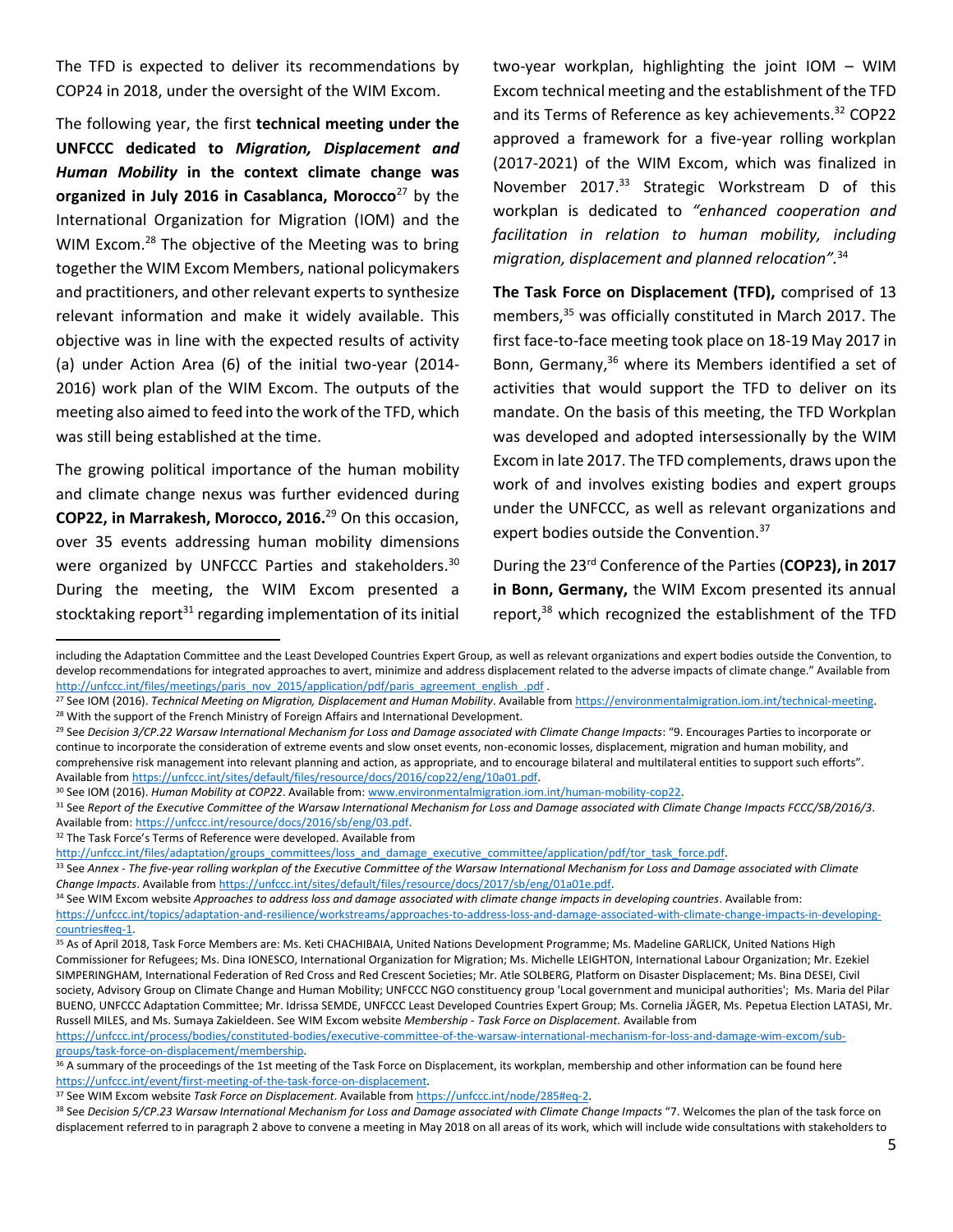The TFD is expected to deliver its recommendations by COP24 in 2018, under the oversight of the WIM Excom.

The following year, the first **technical meeting under the UNFCCC dedicated to *Migration, Displacement and Human Mobility* in the context climate change was organized in July 2016 in Casablanca, Morocco**[27] by the International Organization for Migration (IOM) and the WIM Excom.[28] The objective of the Meeting was to bring together the WIM Excom Members, national policymakers and practitioners, and other relevant experts to synthesize relevant information and make it widely available. This objective was in line with the expected results of activity (a) under Action Area (6) of the initial two-year (2014-2016) work plan of the WIM Excom. The outputs of the meeting also aimed to feed into the work of the TFD, which was still being established at the time.

The growing political importance of the human mobility and climate change nexus was further evidenced during **COP22, in Marrakesh, Morocco, 2016.**[29] On this occasion, over 35 events addressing human mobility dimensions were organized by UNFCCC Parties and stakeholders.[30] During the meeting, the WIM Excom presented a stocktaking report[31] regarding implementation of its initial two-year workplan, highlighting the joint IOM – WIM Excom technical meeting and the establishment of the TFD and its Terms of Reference as key achievements.[32] COP22 approved a framework for a five-year rolling workplan (2017-2021) of the WIM Excom, which was finalized in November 2017.[33] Strategic Workstream D of this workplan is dedicated to *"enhanced cooperation and facilitation in relation to human mobility, including migration, displacement and planned relocation"*.[34]

**The Task Force on Displacement (TFD),** comprised of 13 members,[35] was officially constituted in March 2017. The first face-to-face meeting took place on 18-19 May 2017 in Bonn, Germany,[36] where its Members identified a set of activities that would support the TFD to deliver on its mandate. On the basis of this meeting, the TFD Workplan was developed and adopted intersessionally by the WIM Excom in late 2017. The TFD complements, draws upon the work of and involves existing bodies and expert groups under the UNFCCC, as well as relevant organizations and expert bodies outside the Convention.[37]

During the 23rd Conference of the Parties (**COP23), in 2017 in Bonn, Germany,** the WIM Excom presented its annual report,[38] which recognized the establishment of the TFD

---

including the Adaptation Committee and the Least Developed Countries Expert Group, as well as relevant organizations and expert bodies outside the Convention, to develop recommendations for integrated approaches to avert, minimize and address displacement related to the adverse impacts of climate change." Available from http://unfccc.int/files/meetings/paris_nov_2015/application/pdf/paris_agreement_english_.pdf .

[27] See IOM (2016). *Technical Meeting on Migration, Displacement and Human Mobility*. Available from https://environmentalmigration.iom.int/technical-meeting.

[28] With the support of the French Ministry of Foreign Affairs and International Development.

[29] See *Decision 3/CP.22 Warsaw International Mechanism for Loss and Damage associated with Climate Change Impacts*: "9. Encourages Parties to incorporate or continue to incorporate the consideration of extreme events and slow onset events, non-economic losses, displacement, migration and human mobility, and comprehensive risk management into relevant planning and action, as appropriate, and to encourage bilateral and multilateral entities to support such efforts". Available from https://unfccc.int/sites/default/files/resource/docs/2016/cop22/eng/10a01.pdf.

[30] See IOM (2016). *Human Mobility at COP22*. Available from: www.environmentalmigration.iom.int/human-mobility-cop22.

[31] See *Report of the Executive Committee of the Warsaw International Mechanism for Loss and Damage associated with Climate Change Impacts FCCC/SB/2016/3*. Available from: https://unfccc.int/resource/docs/2016/sb/eng/03.pdf.

[32] The Task Force's Terms of Reference were developed. Available from http://unfccc.int/files/adaptation/groups_committees/loss_and_damage_executive_committee/application/pdf/tor_task_force.pdf.

[33] See *Annex - The five-year rolling workplan of the Executive Committee of the Warsaw International Mechanism for Loss and Damage associated with Climate Change Impacts*. Available from https://unfccc.int/sites/default/files/resource/docs/2017/sb/eng/01a01e.pdf.

[34] See WIM Excom website *Approaches to address loss and damage associated with climate change impacts in developing countries*. Available from: https://unfccc.int/topics/adaptation-and-resilience/workstreams/approaches-to-address-loss-and-damage-associated-with-climate-change-impacts-in-developing-countries#eq-1.

[35] As of April 2018, Task Force Members are: Ms. Keti CHACHIBAIA, United Nations Development Programme; Ms. Madeline GARLICK, United Nations High Commissioner for Refugees; Ms. Dina IONESCO, International Organization for Migration; Ms. Michelle LEIGHTON, International Labour Organization; Mr. Ezekiel SIMPERINGHAM, International Federation of Red Cross and Red Crescent Societies; Mr. Atle SOLBERG, Platform on Disaster Displacement; Ms. Bina DESEI, Civil society, Advisory Group on Climate Change and Human Mobility; UNFCCC NGO constituency group 'Local government and municipal authorities'; Ms. Maria del Pilar BUENO, UNFCCC Adaptation Committee; Mr. Idrissa SEMDE, UNFCCC Least Developed Countries Expert Group; Ms. Cornelia JÄGER, Ms. Pepetua Election LATASI, Mr. Russell MILES, and Ms. Sumaya Zakieldeen. See WIM Excom website *Membership - Task Force on Displacement*. Available from https://unfccc.int/process/bodies/constituted-bodies/executive-committee-of-the-warsaw-international-mechanism-for-loss-and-damage-wim-excom/sub-groups/task-force-on-displacement/membership.

[36] A summary of the proceedings of the 1st meeting of the Task Force on Displacement, its workplan, membership and other information can be found here https://unfccc.int/event/first-meeting-of-the-task-force-on-displacement.

[37] See WIM Excom website *Task Force on Displacement*. Available from https://unfccc.int/node/285#eq-2.

[38] See *Decision 5/CP.23 Warsaw International Mechanism for Loss and Damage associated with Climate Change Impacts* "7. Welcomes the plan of the task force on displacement referred to in paragraph 2 above to convene a meeting in May 2018 on all areas of its work, which will include wide consultations with stakeholders to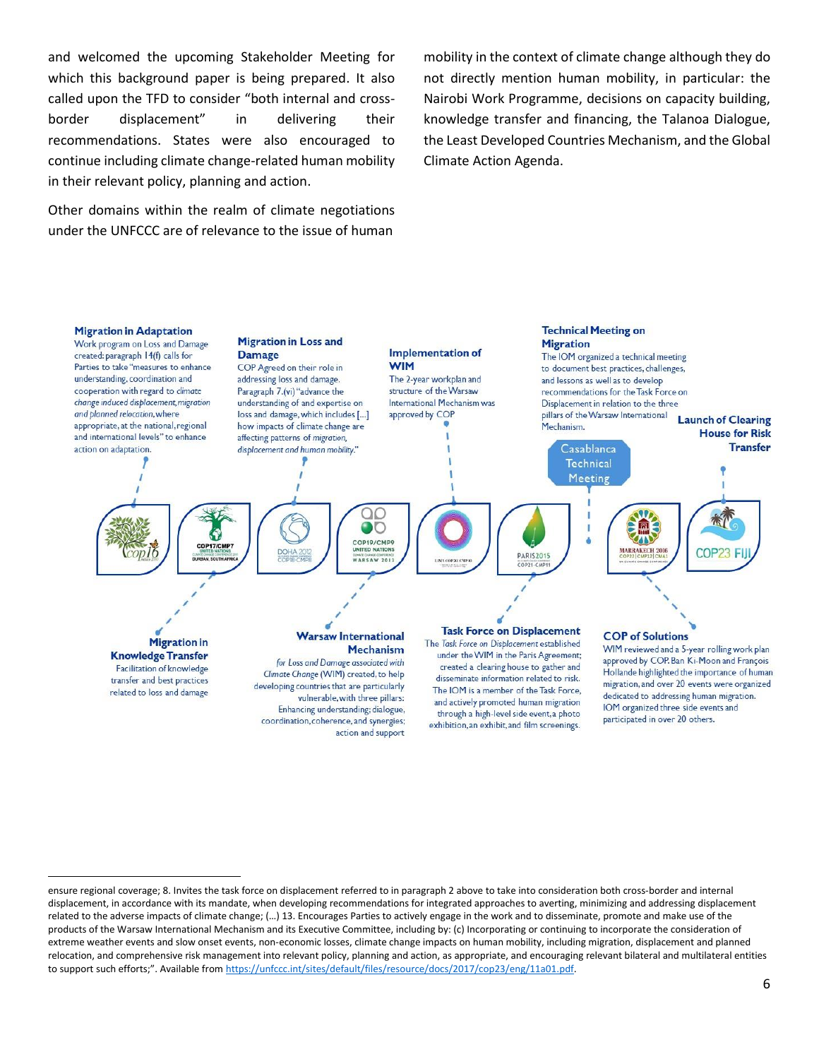and welcomed the upcoming Stakeholder Meeting for which this background paper is being prepared. It also called upon the TFD to consider "both internal and cross-border displacement" in delivering their recommendations. States were also encouraged to continue including climate change-related human mobility in their relevant policy, planning and action.

Other domains within the realm of climate negotiations under the UNFCCC are of relevance to the issue of human mobility in the context of climate change although they do not directly mention human mobility, in particular: the Nairobi Work Programme, decisions on capacity building, knowledge transfer and financing, the Talanoa Dialogue, the Least Developed Countries Mechanism, and the Global Climate Action Agenda.

**Migration in Adaptation**
Work program on Loss and Damage created: paragraph 14(f) calls for Parties to take "measures to enhance understanding, coordination and cooperation with regard to *climate change induced displacement, migration and planned relocation*, where appropriate, at the national, regional and international levels" to enhance action on adaptation.

**Migration in Knowledge Transfer**
Facilitation of knowledge transfer and best practices related to loss and damage

**Migration in Loss and Damage**
COP Agreed on their role in addressing loss and damage. Paragraph 7.(vi) "advance the understanding of and expertise on loss and damage, which includes [...] how impacts of climate change are affecting patterns of *migration, displacement and human mobility*."

**Warsaw International Mechanism**
*for Loss and Damage associated with Climate Change* (WIM) created, to help developing countries that are particularly vulnerable, with three pillars: Enhancing understanding; dialogue, coordination, coherence, and synergies; action and support

**Implementation of WIM**
The 2-year workplan and structure of the Warsaw International Mechanism was approved by COP

**Task Force on Displacement**
The *Task Force on Displacement* established under the WIM in the Paris Agreement; created a clearing house to gather and disseminate information related to risk. The IOM is a member of the Task Force, and actively promoted human migration through a high-level side event, a photo exhibition, an exhibit, and film screenings.

**Technical Meeting on Migration**
The IOM organized a technical meeting to document best practices, challenges, and lessons as well as to develop recommendations for the Task Force on Displacement in relation to the three pillars of the Warsaw International Mechanism.

Casablanca Technical Meeting

**COP of Solutions**
WIM reviewed and a 5-year rolling work plan approved by COP. Ban Ki-Moon and François Hollande highlighted the importance of human migration, and over 20 events were organized dedicated to addressing human migration. IOM organized three side events and participated in over 20 others.

**Launch of Clearing House for Risk Transfer**

COP16 | COP17/CMP7 Durban, South Africa | DOHA 2012 COP18-CMP8 | COP19/CMP9 Warsaw 2013 | Lima COP20 CMP10 | PARIS2015 COP21-CMP11 | MARRAKECH 2016 COP22/CMP12/CMA1 | COP23 FIJI

---

ensure regional coverage; 8. Invites the task force on displacement referred to in paragraph 2 above to take into consideration both cross-border and internal displacement, in accordance with its mandate, when developing recommendations for integrated approaches to averting, minimizing and addressing displacement related to the adverse impacts of climate change; (…) 13. Encourages Parties to actively engage in the work and to disseminate, promote and make use of the products of the Warsaw International Mechanism and its Executive Committee, including by: (c) Incorporating or continuing to incorporate the consideration of extreme weather events and slow onset events, non-economic losses, climate change impacts on human mobility, including migration, displacement and planned relocation, and comprehensive risk management into relevant policy, planning and action, as appropriate, and encouraging relevant bilateral and multilateral entities to support such efforts;". Available from https://unfccc.int/sites/default/files/resource/docs/2017/cop23/eng/11a01.pdf.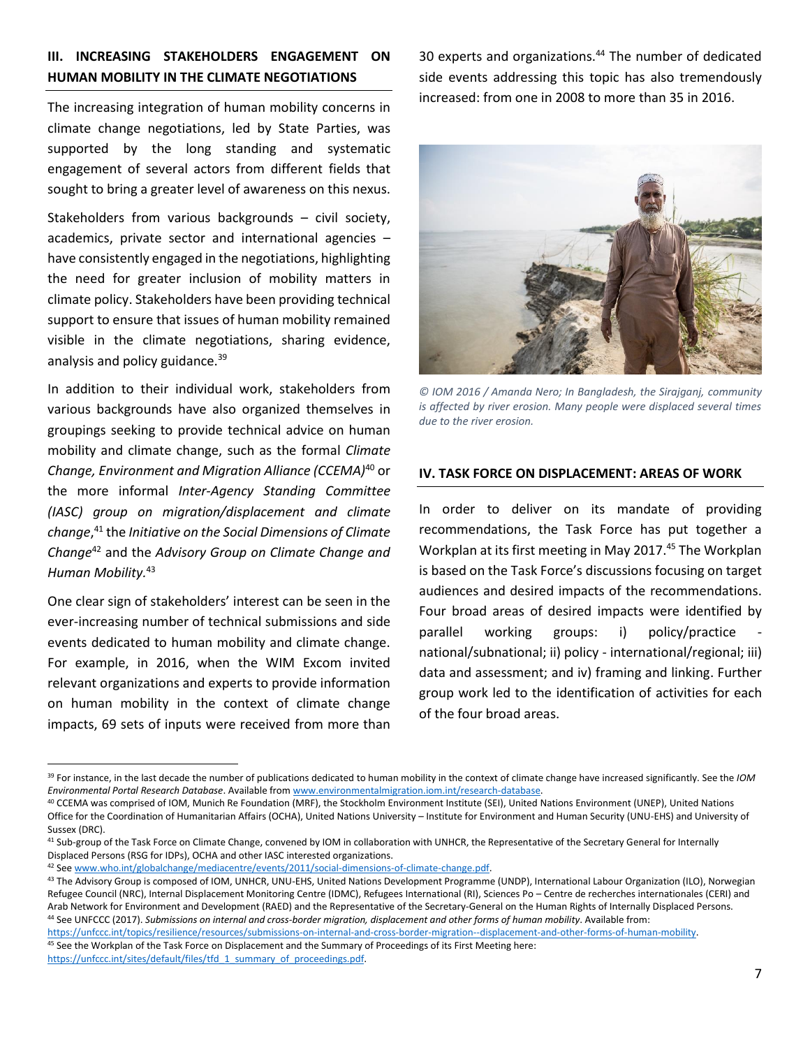## III. INCREASING STAKEHOLDERS ENGAGEMENT ON HUMAN MOBILITY IN THE CLIMATE NEGOTIATIONS

The increasing integration of human mobility concerns in climate change negotiations, led by State Parties, was supported by the long standing and systematic engagement of several actors from different fields that sought to bring a greater level of awareness on this nexus.

Stakeholders from various backgrounds – civil society, academics, private sector and international agencies – have consistently engaged in the negotiations, highlighting the need for greater inclusion of mobility matters in climate policy. Stakeholders have been providing technical support to ensure that issues of human mobility remained visible in the climate negotiations, sharing evidence, analysis and policy guidance.[39]

In addition to their individual work, stakeholders from various backgrounds have also organized themselves in groupings seeking to provide technical advice on human mobility and climate change, such as the formal *Climate Change, Environment and Migration Alliance (CCEMA)*[40] or the more informal *Inter-Agency Standing Committee (IASC) group on migration/displacement and climate change*,[41] the *Initiative on the Social Dimensions of Climate Change*[42] and the *Advisory Group on Climate Change and Human Mobility.*[43]

One clear sign of stakeholders' interest can be seen in the ever-increasing number of technical submissions and side events dedicated to human mobility and climate change. For example, in 2016, when the WIM Excom invited relevant organizations and experts to provide information on human mobility in the context of climate change impacts, 69 sets of inputs were received from more than 30 experts and organizations.[44] The number of dedicated side events addressing this topic has also tremendously increased: from one in 2008 to more than 35 in 2016.

*© IOM 2016 / Amanda Nero; In Bangladesh, the Sirajganj, community is affected by river erosion. Many people were displaced several times due to the river erosion.*

## IV. TASK FORCE ON DISPLACEMENT: AREAS OF WORK

In order to deliver on its mandate of providing recommendations, the Task Force has put together a Workplan at its first meeting in May 2017.[45] The Workplan is based on the Task Force's discussions focusing on target audiences and desired impacts of the recommendations. Four broad areas of desired impacts were identified by parallel working groups: i) policy/practice - national/subnational; ii) policy - international/regional; iii) data and assessment; and iv) framing and linking. Further group work led to the identification of activities for each of the four broad areas.

---

[39] For instance, in the last decade the number of publications dedicated to human mobility in the context of climate change have increased significantly. See the *IOM Environmental Portal Research Database*. Available from www.environmentalmigration.iom.int/research-database.

[40] CCEMA was comprised of IOM, Munich Re Foundation (MRF), the Stockholm Environment Institute (SEI), United Nations Environment (UNEP), United Nations Office for the Coordination of Humanitarian Affairs (OCHA), United Nations University – Institute for Environment and Human Security (UNU-EHS) and University of Sussex (DRC).

[41] Sub-group of the Task Force on Climate Change, convened by IOM in collaboration with UNHCR, the Representative of the Secretary General for Internally Displaced Persons (RSG for IDPs), OCHA and other IASC interested organizations.

[42] See www.who.int/globalchange/mediacentre/events/2011/social-dimensions-of-climate-change.pdf.

[43] The Advisory Group is composed of IOM, UNHCR, UNU-EHS, United Nations Development Programme (UNDP), International Labour Organization (ILO), Norwegian Refugee Council (NRC), Internal Displacement Monitoring Centre (IDMC), Refugees International (RI), Sciences Po – Centre de recherches internationales (CERI) and Arab Network for Environment and Development (RAED) and the Representative of the Secretary-General on the Human Rights of Internally Displaced Persons.

[44] See UNFCCC (2017). *Submissions on internal and cross-border migration, displacement and other forms of human mobility*. Available from: https://unfccc.int/topics/resilience/resources/submissions-on-internal-and-cross-border-migration--displacement-and-other-forms-of-human-mobility.

[45] See the Workplan of the Task Force on Displacement and the Summary of Proceedings of its First Meeting here: https://unfccc.int/sites/default/files/tfd_1_summary_of_proceedings.pdf.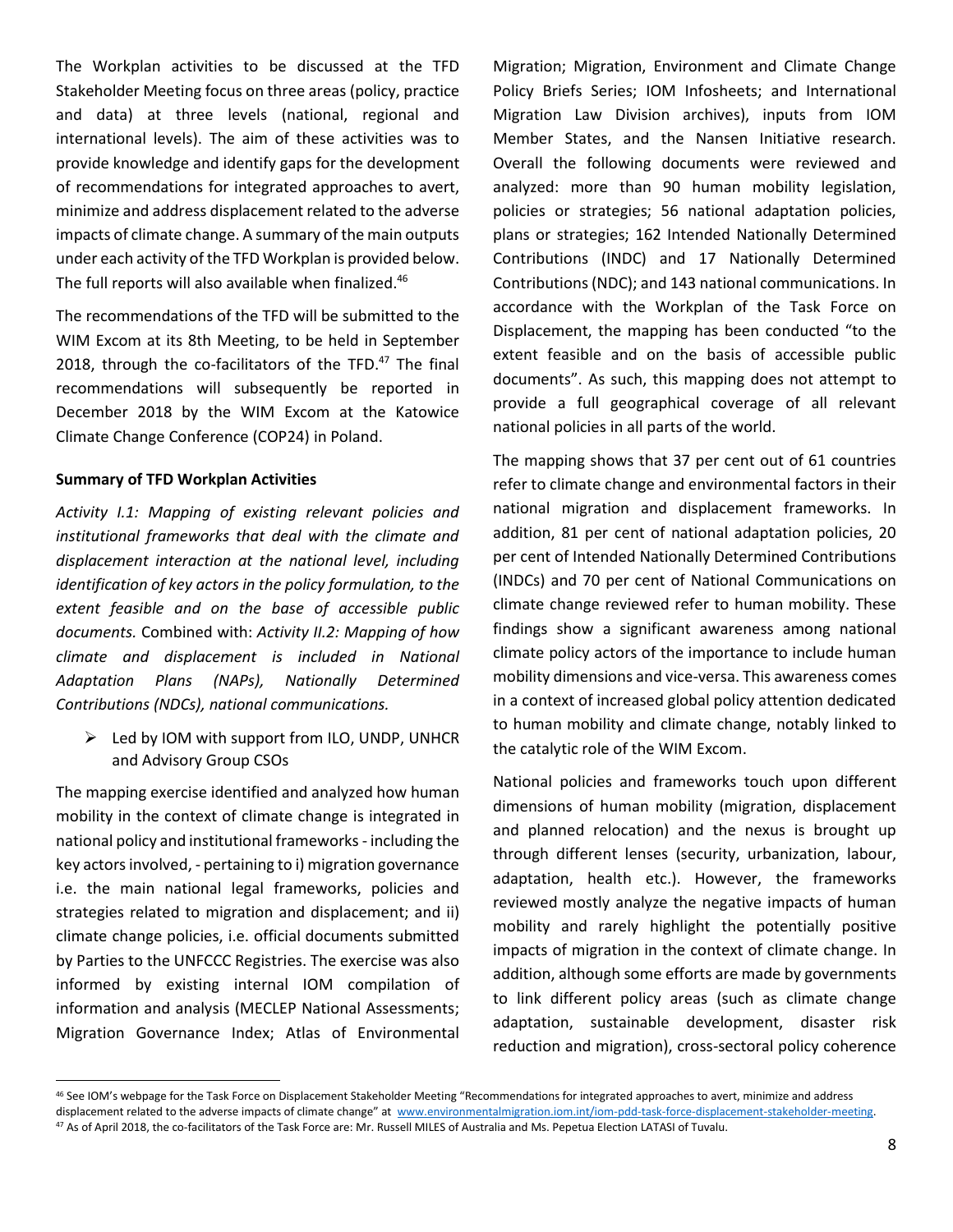The Workplan activities to be discussed at the TFD Stakeholder Meeting focus on three areas (policy, practice and data) at three levels (national, regional and international levels). The aim of these activities was to provide knowledge and identify gaps for the development of recommendations for integrated approaches to avert, minimize and address displacement related to the adverse impacts of climate change. A summary of the main outputs under each activity of the TFD Workplan is provided below. The full reports will also available when finalized.[46]

The recommendations of the TFD will be submitted to the WIM Excom at its 8th Meeting, to be held in September 2018, through the co-facilitators of the TFD.[47] The final recommendations will subsequently be reported in December 2018 by the WIM Excom at the Katowice Climate Change Conference (COP24) in Poland.

**Summary of TFD Workplan Activities**

*Activity I.1: Mapping of existing relevant policies and institutional frameworks that deal with the climate and displacement interaction at the national level, including identification of key actors in the policy formulation, to the extent feasible and on the base of accessible public documents.* Combined with: *Activity II.2: Mapping of how climate and displacement is included in National Adaptation Plans (NAPs), Nationally Determined Contributions (NDCs), national communications.*

- Led by IOM with support from ILO, UNDP, UNHCR and Advisory Group CSOs

The mapping exercise identified and analyzed how human mobility in the context of climate change is integrated in national policy and institutional frameworks - including the key actors involved, - pertaining to i) migration governance i.e. the main national legal frameworks, policies and strategies related to migration and displacement; and ii) climate change policies, i.e. official documents submitted by Parties to the UNFCCC Registries. The exercise was also informed by existing internal IOM compilation of information and analysis (MECLEP National Assessments; Migration Governance Index; Atlas of Environmental Migration; Migration, Environment and Climate Change Policy Briefs Series; IOM Infosheets; and International Migration Law Division archives), inputs from IOM Member States, and the Nansen Initiative research. Overall the following documents were reviewed and analyzed: more than 90 human mobility legislation, policies or strategies; 56 national adaptation policies, plans or strategies; 162 Intended Nationally Determined Contributions (INDC) and 17 Nationally Determined Contributions (NDC); and 143 national communications. In accordance with the Workplan of the Task Force on Displacement, the mapping has been conducted "to the extent feasible and on the basis of accessible public documents". As such, this mapping does not attempt to provide a full geographical coverage of all relevant national policies in all parts of the world.

The mapping shows that 37 per cent out of 61 countries refer to climate change and environmental factors in their national migration and displacement frameworks. In addition, 81 per cent of national adaptation policies, 20 per cent of Intended Nationally Determined Contributions (INDCs) and 70 per cent of National Communications on climate change reviewed refer to human mobility. These findings show a significant awareness among national climate policy actors of the importance to include human mobility dimensions and vice-versa. This awareness comes in a context of increased global policy attention dedicated to human mobility and climate change, notably linked to the catalytic role of the WIM Excom.

National policies and frameworks touch upon different dimensions of human mobility (migration, displacement and planned relocation) and the nexus is brought up through different lenses (security, urbanization, labour, adaptation, health etc.). However, the frameworks reviewed mostly analyze the negative impacts of human mobility and rarely highlight the potentially positive impacts of migration in the context of climate change. In addition, although some efforts are made by governments to link different policy areas (such as climate change adaptation, sustainable development, disaster risk reduction and migration), cross-sectoral policy coherence

---

[46] See IOM's webpage for the Task Force on Displacement Stakeholder Meeting "Recommendations for integrated approaches to avert, minimize and address displacement related to the adverse impacts of climate change" at www.environmentalmigration.iom.int/iom-pdd-task-force-displacement-stakeholder-meeting.

[47] As of April 2018, the co-facilitators of the Task Force are: Mr. Russell MILES of Australia and Ms. Pepetua Election LATASI of Tuvalu.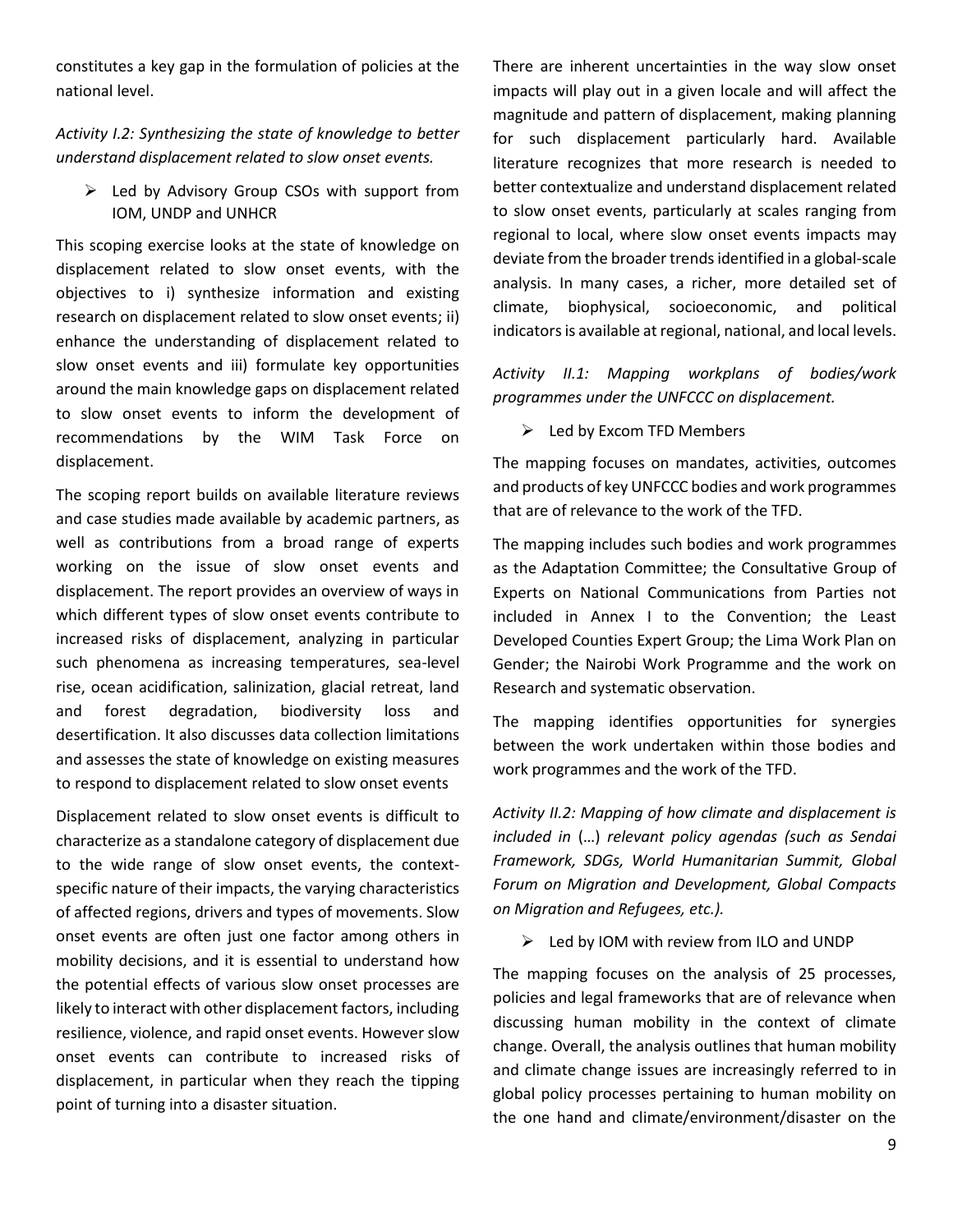constitutes a key gap in the formulation of policies at the national level.

*Activity I.2: Synthesizing the state of knowledge to better understand displacement related to slow onset events.*

- Led by Advisory Group CSOs with support from IOM, UNDP and UNHCR

This scoping exercise looks at the state of knowledge on displacement related to slow onset events, with the objectives to i) synthesize information and existing research on displacement related to slow onset events; ii) enhance the understanding of displacement related to slow onset events and iii) formulate key opportunities around the main knowledge gaps on displacement related to slow onset events to inform the development of recommendations by the WIM Task Force on displacement.

The scoping report builds on available literature reviews and case studies made available by academic partners, as well as contributions from a broad range of experts working on the issue of slow onset events and displacement. The report provides an overview of ways in which different types of slow onset events contribute to increased risks of displacement, analyzing in particular such phenomena as increasing temperatures, sea-level rise, ocean acidification, salinization, glacial retreat, land and forest degradation, biodiversity loss and desertification. It also discusses data collection limitations and assesses the state of knowledge on existing measures to respond to displacement related to slow onset events

Displacement related to slow onset events is difficult to characterize as a standalone category of displacement due to the wide range of slow onset events, the context-specific nature of their impacts, the varying characteristics of affected regions, drivers and types of movements. Slow onset events are often just one factor among others in mobility decisions, and it is essential to understand how the potential effects of various slow onset processes are likely to interact with other displacement factors, including resilience, violence, and rapid onset events. However slow onset events can contribute to increased risks of displacement, in particular when they reach the tipping point of turning into a disaster situation.

There are inherent uncertainties in the way slow onset impacts will play out in a given locale and will affect the magnitude and pattern of displacement, making planning for such displacement particularly hard. Available literature recognizes that more research is needed to better contextualize and understand displacement related to slow onset events, particularly at scales ranging from regional to local, where slow onset events impacts may deviate from the broader trends identified in a global-scale analysis. In many cases, a richer, more detailed set of climate, biophysical, socioeconomic, and political indicators is available at regional, national, and local levels.

*Activity II.1: Mapping workplans of bodies/work programmes under the UNFCCC on displacement.*

- Led by Excom TFD Members

The mapping focuses on mandates, activities, outcomes and products of key UNFCCC bodies and work programmes that are of relevance to the work of the TFD.

The mapping includes such bodies and work programmes as the Adaptation Committee; the Consultative Group of Experts on National Communications from Parties not included in Annex I to the Convention; the Least Developed Counties Expert Group; the Lima Work Plan on Gender; the Nairobi Work Programme and the work on Research and systematic observation.

The mapping identifies opportunities for synergies between the work undertaken within those bodies and work programmes and the work of the TFD.

*Activity II.2: Mapping of how climate and displacement is included in* (…) *relevant policy agendas (such as Sendai Framework, SDGs, World Humanitarian Summit, Global Forum on Migration and Development, Global Compacts on Migration and Refugees, etc.).*

- Led by IOM with review from ILO and UNDP

The mapping focuses on the analysis of 25 processes, policies and legal frameworks that are of relevance when discussing human mobility in the context of climate change. Overall, the analysis outlines that human mobility and climate change issues are increasingly referred to in global policy processes pertaining to human mobility on the one hand and climate/environment/disaster on the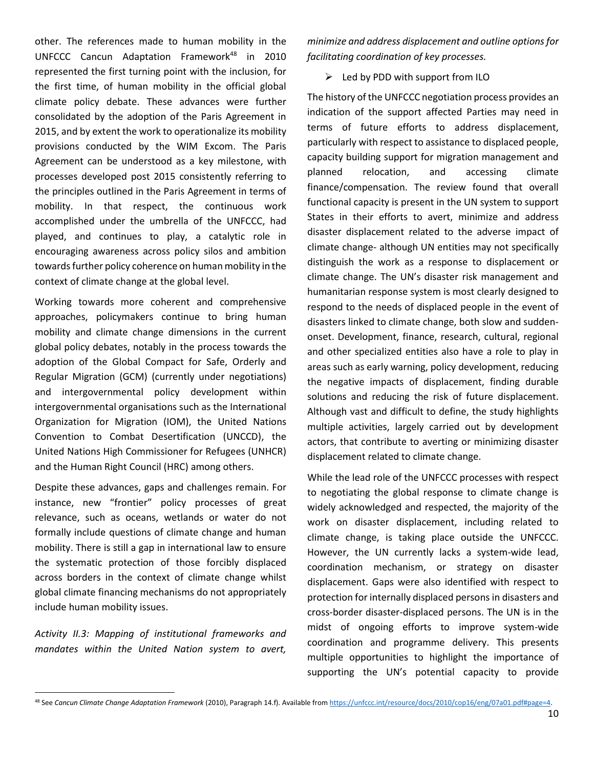other. The references made to human mobility in the UNFCCC Cancun Adaptation Framework[48] in 2010 represented the first turning point with the inclusion, for the first time, of human mobility in the official global climate policy debate. These advances were further consolidated by the adoption of the Paris Agreement in 2015, and by extent the work to operationalize its mobility provisions conducted by the WIM Excom. The Paris Agreement can be understood as a key milestone, with processes developed post 2015 consistently referring to the principles outlined in the Paris Agreement in terms of mobility. In that respect, the continuous work accomplished under the umbrella of the UNFCCC, had played, and continues to play, a catalytic role in encouraging awareness across policy silos and ambition towards further policy coherence on human mobility in the context of climate change at the global level.

Working towards more coherent and comprehensive approaches, policymakers continue to bring human mobility and climate change dimensions in the current global policy debates, notably in the process towards the adoption of the Global Compact for Safe, Orderly and Regular Migration (GCM) (currently under negotiations) and intergovernmental policy development within intergovernmental organisations such as the International Organization for Migration (IOM), the United Nations Convention to Combat Desertification (UNCCD), the United Nations High Commissioner for Refugees (UNHCR) and the Human Right Council (HRC) among others.

Despite these advances, gaps and challenges remain. For instance, new "frontier" policy processes of great relevance, such as oceans, wetlands or water do not formally include questions of climate change and human mobility. There is still a gap in international law to ensure the systematic protection of those forcibly displaced across borders in the context of climate change whilst global climate financing mechanisms do not appropriately include human mobility issues.

*Activity II.3: Mapping of institutional frameworks and mandates within the United Nation system to avert, minimize and address displacement and outline options for facilitating coordination of key processes.*

- Led by PDD with support from ILO

The history of the UNFCCC negotiation process provides an indication of the support affected Parties may need in terms of future efforts to address displacement, particularly with respect to assistance to displaced people, capacity building support for migration management and planned relocation, and accessing climate finance/compensation. The review found that overall functional capacity is present in the UN system to support States in their efforts to avert, minimize and address disaster displacement related to the adverse impact of climate change- although UN entities may not specifically distinguish the work as a response to displacement or climate change. The UN's disaster risk management and humanitarian response system is most clearly designed to respond to the needs of displaced people in the event of disasters linked to climate change, both slow and sudden-onset. Development, finance, research, cultural, regional and other specialized entities also have a role to play in areas such as early warning, policy development, reducing the negative impacts of displacement, finding durable solutions and reducing the risk of future displacement. Although vast and difficult to define, the study highlights multiple activities, largely carried out by development actors, that contribute to averting or minimizing disaster displacement related to climate change.

While the lead role of the UNFCCC processes with respect to negotiating the global response to climate change is widely acknowledged and respected, the majority of the work on disaster displacement, including related to climate change, is taking place outside the UNFCCC. However, the UN currently lacks a system-wide lead, coordination mechanism, or strategy on disaster displacement. Gaps were also identified with respect to protection for internally displaced persons in disasters and cross-border disaster-displaced persons. The UN is in the midst of ongoing efforts to improve system-wide coordination and programme delivery. This presents multiple opportunities to highlight the importance of supporting the UN's potential capacity to provide

[48] See *Cancun Climate Change Adaptation Framework* (2010), Paragraph 14.f). Available from https://unfccc.int/resource/docs/2010/cop16/eng/07a01.pdf#page=4.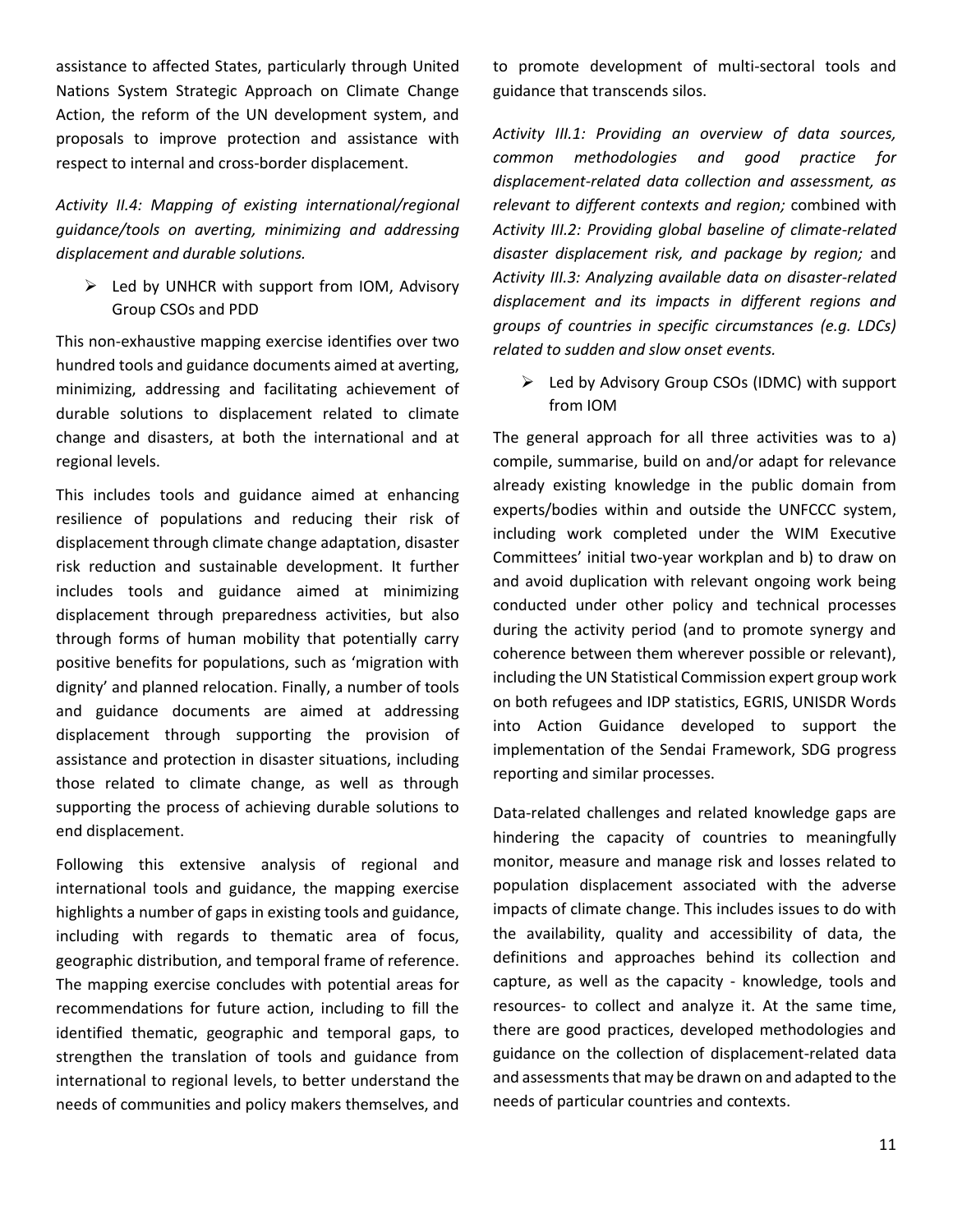assistance to affected States, particularly through United Nations System Strategic Approach on Climate Change Action, the reform of the UN development system, and proposals to improve protection and assistance with respect to internal and cross-border displacement.

*Activity II.4: Mapping of existing international/regional guidance/tools on averting, minimizing and addressing displacement and durable solutions.*

- Led by UNHCR with support from IOM, Advisory Group CSOs and PDD

This non-exhaustive mapping exercise identifies over two hundred tools and guidance documents aimed at averting, minimizing, addressing and facilitating achievement of durable solutions to displacement related to climate change and disasters, at both the international and at regional levels.

This includes tools and guidance aimed at enhancing resilience of populations and reducing their risk of displacement through climate change adaptation, disaster risk reduction and sustainable development. It further includes tools and guidance aimed at minimizing displacement through preparedness activities, but also through forms of human mobility that potentially carry positive benefits for populations, such as 'migration with dignity' and planned relocation. Finally, a number of tools and guidance documents are aimed at addressing displacement through supporting the provision of assistance and protection in disaster situations, including those related to climate change, as well as through supporting the process of achieving durable solutions to end displacement.

Following this extensive analysis of regional and international tools and guidance, the mapping exercise highlights a number of gaps in existing tools and guidance, including with regards to thematic area of focus, geographic distribution, and temporal frame of reference. The mapping exercise concludes with potential areas for recommendations for future action, including to fill the identified thematic, geographic and temporal gaps, to strengthen the translation of tools and guidance from international to regional levels, to better understand the needs of communities and policy makers themselves, and to promote development of multi-sectoral tools and guidance that transcends silos.

*Activity III.1: Providing an overview of data sources, common methodologies and good practice for displacement-related data collection and assessment, as relevant to different contexts and region;* combined with *Activity III.2: Providing global baseline of climate-related disaster displacement risk, and package by region;* and *Activity III.3: Analyzing available data on disaster-related displacement and its impacts in different regions and groups of countries in specific circumstances (e.g. LDCs) related to sudden and slow onset events.*

- Led by Advisory Group CSOs (IDMC) with support from IOM

The general approach for all three activities was to a) compile, summarise, build on and/or adapt for relevance already existing knowledge in the public domain from experts/bodies within and outside the UNFCCC system, including work completed under the WIM Executive Committees' initial two-year workplan and b) to draw on and avoid duplication with relevant ongoing work being conducted under other policy and technical processes during the activity period (and to promote synergy and coherence between them wherever possible or relevant), including the UN Statistical Commission expert group work on both refugees and IDP statistics, EGRIS, UNISDR Words into Action Guidance developed to support the implementation of the Sendai Framework, SDG progress reporting and similar processes.

Data-related challenges and related knowledge gaps are hindering the capacity of countries to meaningfully monitor, measure and manage risk and losses related to population displacement associated with the adverse impacts of climate change. This includes issues to do with the availability, quality and accessibility of data, the definitions and approaches behind its collection and capture, as well as the capacity - knowledge, tools and resources- to collect and analyze it. At the same time, there are good practices, developed methodologies and guidance on the collection of displacement-related data and assessments that may be drawn on and adapted to the needs of particular countries and contexts.